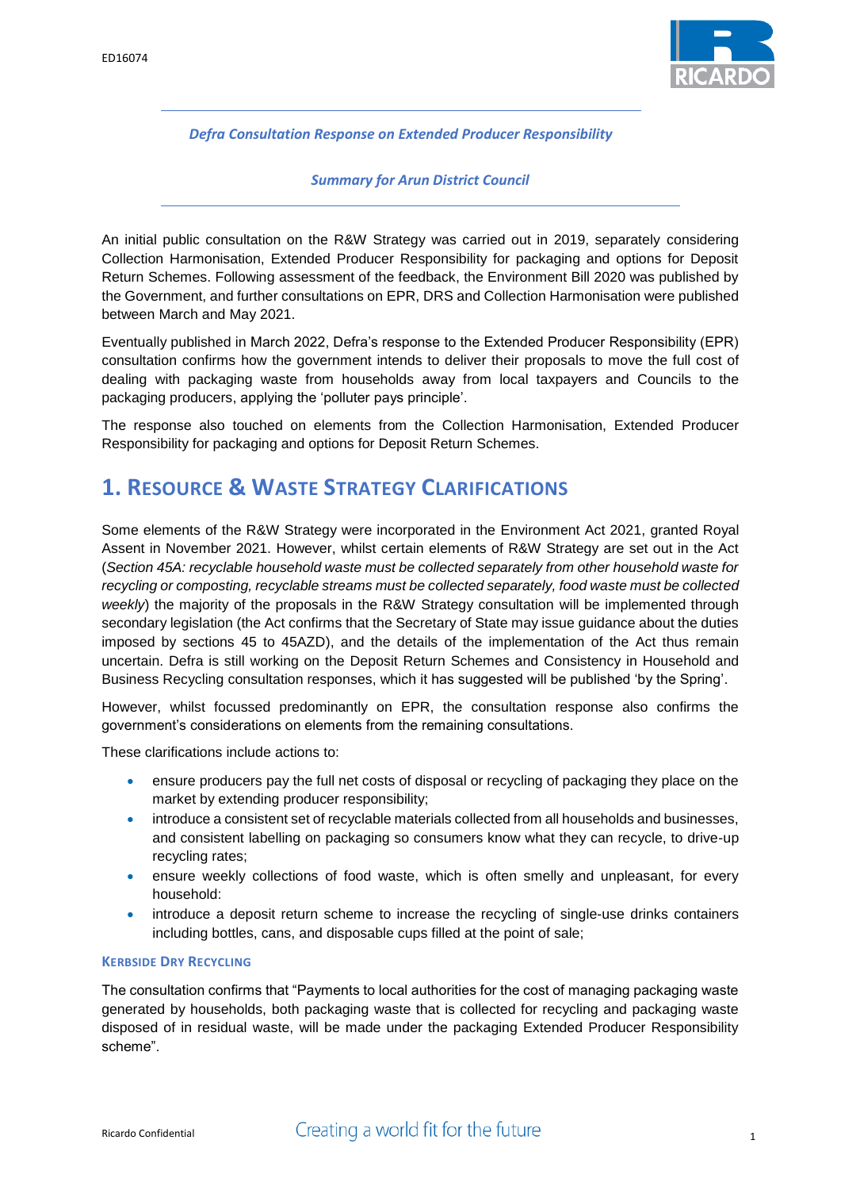ED16074

*Defra Consultation Response on Extended Producer Responsibility*

*Summary for Arun District Council*

An initial public consultation on the R&W Strategy was carried out in 2019, separately considering Collection Harmonisation, Extended Producer Responsibility for packaging and options for Deposit Return Schemes. Following assessment of the feedback, the Environment Bill 2020 was published by the Government, and further consultations on EPR, DRS and Collection Harmonisation were published between March and May 2021.

Eventually published in March 2022, Defra's response to the Extended Producer Responsibility (EPR) consultation confirms how the government intends to deliver their proposals to move the full cost of dealing with packaging waste from households away from local taxpayers and Councils to the packaging producers, applying the 'polluter pays principle'.

The response also touched on elements from the Collection Harmonisation, Extended Producer Responsibility for packaging and options for Deposit Return Schemes.

# 1. Resource & Waste Strategy Clarifications

Some elements of the R&W Strategy were incorporated in the Environment Act 2021, granted Royal Assent in November 2021. However, whilst certain elements of R&W Strategy are set out in the Act (*Section 45A: recyclable household waste must be collected separately from other household waste for recycling or composting, recyclable streams must be collected separately, food waste must be collected weekly*) the majority of the proposals in the R&W Strategy consultation will be implemented through secondary legislation (the Act confirms that the Secretary of State may issue guidance about the duties imposed by sections 45 to 45AZD), and the details of the implementation of the Act thus remain uncertain. Defra is still working on the Deposit Return Schemes and Consistency in Household and Business Recycling consultation responses, which it has suggested will be published 'by the Spring'.

However, whilst focussed predominantly on EPR, the consultation response also confirms the government's considerations on elements from the remaining consultations.

These clarifications include actions to:

- ensure producers pay the full net costs of disposal or recycling of packaging they place on the market by extending producer responsibility;
- introduce a consistent set of recyclable materials collected from all households and businesses, and consistent labelling on packaging so consumers know what they can recycle, to drive-up recycling rates;
- ensure weekly collections of food waste, which is often smelly and unpleasant, for every household:
- introduce a deposit return scheme to increase the recycling of single-use drinks containers including bottles, cans, and disposable cups filled at the point of sale;

### Kerbside Dry Recycling

The consultation confirms that "Payments to local authorities for the cost of managing packaging waste generated by households, both packaging waste that is collected for recycling and packaging waste disposed of in residual waste, will be made under the packaging Extended Producer Responsibility scheme".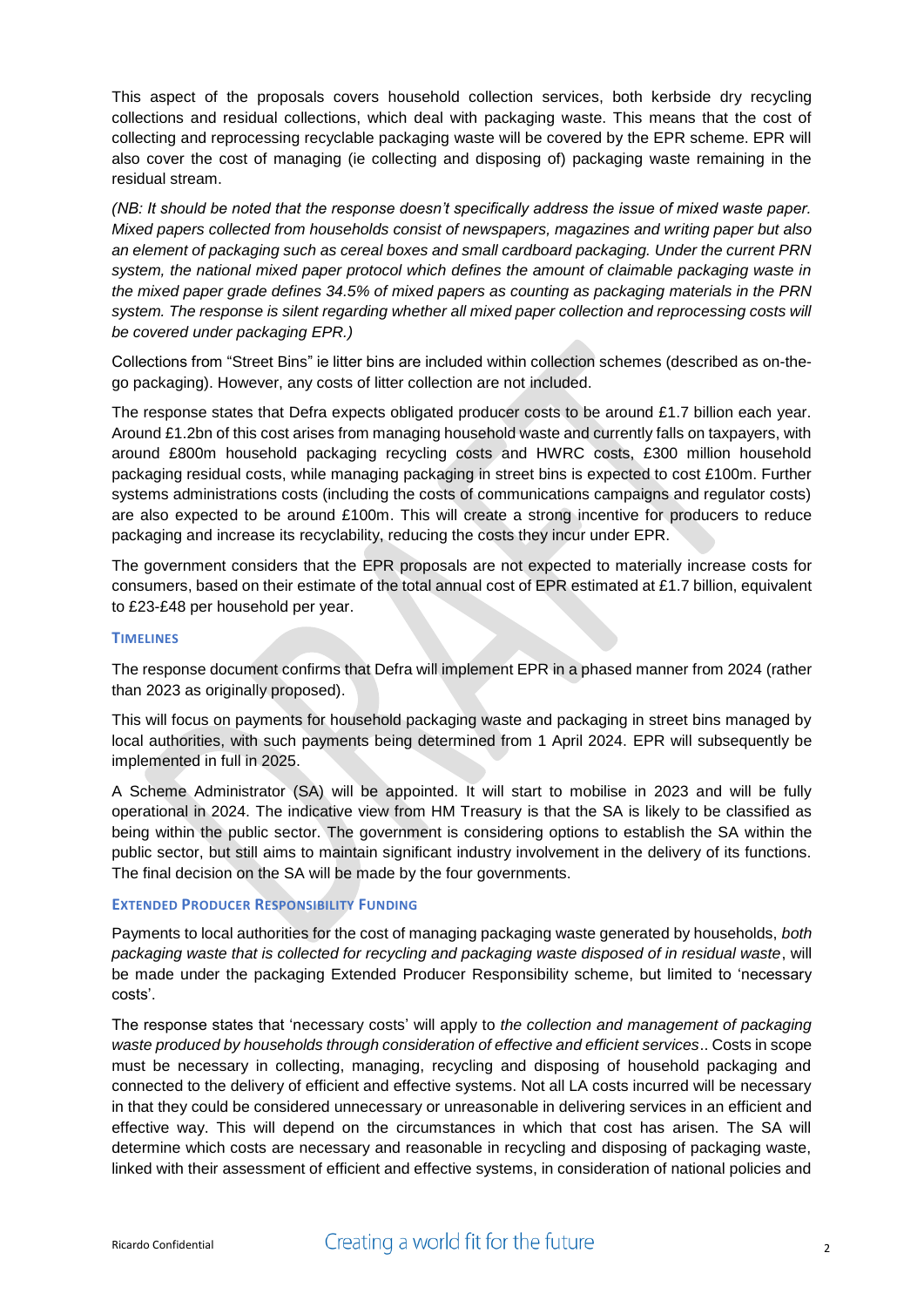This aspect of the proposals covers household collection services, both kerbside dry recycling collections and residual collections, which deal with packaging waste. This means that the cost of collecting and reprocessing recyclable packaging waste will be covered by the EPR scheme. EPR will also cover the cost of managing (ie collecting and disposing of) packaging waste remaining in the residual stream.

*(NB: It should be noted that the response doesn't specifically address the issue of mixed waste paper. Mixed papers collected from households consist of newspapers, magazines and writing paper but also an element of packaging such as cereal boxes and small cardboard packaging. Under the current PRN system, the national mixed paper protocol which defines the amount of claimable packaging waste in the mixed paper grade defines 34.5% of mixed papers as counting as packaging materials in the PRN system. The response is silent regarding whether all mixed paper collection and reprocessing costs will be covered under packaging EPR.)*

Collections from "Street Bins" ie litter bins are included within collection schemes (described as on-the-go packaging). However, any costs of litter collection are not included.

The response states that Defra expects obligated producer costs to be around £1.7 billion each year. Around £1.2bn of this cost arises from managing household waste and currently falls on taxpayers, with around £800m household packaging recycling costs and HWRC costs, £300 million household packaging residual costs, while managing packaging in street bins is expected to cost £100m. Further systems administrations costs (including the costs of communications campaigns and regulator costs) are also expected to be around £100m. This will create a strong incentive for producers to reduce packaging and increase its recyclability, reducing the costs they incur under EPR.

The government considers that the EPR proposals are not expected to materially increase costs for consumers, based on their estimate of the total annual cost of EPR estimated at £1.7 billion, equivalent to £23-£48 per household per year.

### TIMELINES

The response document confirms that Defra will implement EPR in a phased manner from 2024 (rather than 2023 as originally proposed).

This will focus on payments for household packaging waste and packaging in street bins managed by local authorities, with such payments being determined from 1 April 2024. EPR will subsequently be implemented in full in 2025.

A Scheme Administrator (SA) will be appointed. It will start to mobilise in 2023 and will be fully operational in 2024. The indicative view from HM Treasury is that the SA is likely to be classified as being within the public sector. The government is considering options to establish the SA within the public sector, but still aims to maintain significant industry involvement in the delivery of its functions. The final decision on the SA will be made by the four governments.

### EXTENDED PRODUCER RESPONSIBILITY FUNDING

Payments to local authorities for the cost of managing packaging waste generated by households, *both packaging waste that is collected for recycling and packaging waste disposed of in residual waste*, will be made under the packaging Extended Producer Responsibility scheme, but limited to 'necessary costs'.

The response states that 'necessary costs' will apply to *the collection and management of packaging waste produced by households through consideration of effective and efficient services*.. Costs in scope must be necessary in collecting, managing, recycling and disposing of household packaging and connected to the delivery of efficient and effective systems. Not all LA costs incurred will be necessary in that they could be considered unnecessary or unreasonable in delivering services in an efficient and effective way. This will depend on the circumstances in which that cost has arisen. The SA will determine which costs are necessary and reasonable in recycling and disposing of packaging waste, linked with their assessment of efficient and effective systems, in consideration of national policies and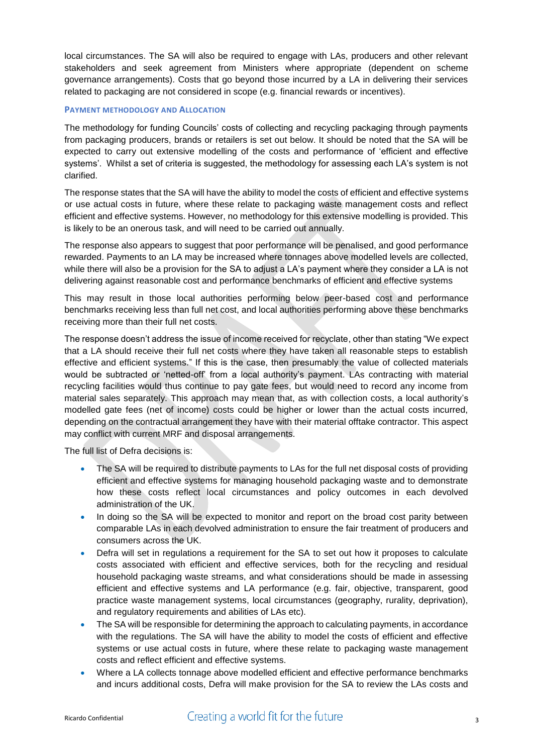local circumstances. The SA will also be required to engage with LAs, producers and other relevant stakeholders and seek agreement from Ministers where appropriate (dependent on scheme governance arrangements). Costs that go beyond those incurred by a LA in delivering their services related to packaging are not considered in scope (e.g. financial rewards or incentives).

#### PAYMENT METHODOLOGY AND ALLOCATION

The methodology for funding Councils' costs of collecting and recycling packaging through payments from packaging producers, brands or retailers is set out below. It should be noted that the SA will be expected to carry out extensive modelling of the costs and performance of 'efficient and effective systems'. Whilst a set of criteria is suggested, the methodology for assessing each LA's system is not clarified.

The response states that the SA will have the ability to model the costs of efficient and effective systems or use actual costs in future, where these relate to packaging waste management costs and reflect efficient and effective systems. However, no methodology for this extensive modelling is provided. This is likely to be an onerous task, and will need to be carried out annually.

The response also appears to suggest that poor performance will be penalised, and good performance rewarded. Payments to an LA may be increased where tonnages above modelled levels are collected, while there will also be a provision for the SA to adjust a LA's payment where they consider a LA is not delivering against reasonable cost and performance benchmarks of efficient and effective systems

This may result in those local authorities performing below peer-based cost and performance benchmarks receiving less than full net cost, and local authorities performing above these benchmarks receiving more than their full net costs.

The response doesn't address the issue of income received for recyclate, other than stating "We expect that a LA should receive their full net costs where they have taken all reasonable steps to establish effective and efficient systems." If this is the case, then presumably the value of collected materials would be subtracted or 'netted-off' from a local authority's payment. LAs contracting with material recycling facilities would thus continue to pay gate fees, but would need to record any income from material sales separately. This approach may mean that, as with collection costs, a local authority's modelled gate fees (net of income) costs could be higher or lower than the actual costs incurred, depending on the contractual arrangement they have with their material offtake contractor. This aspect may conflict with current MRF and disposal arrangements.

The full list of Defra decisions is:

- The SA will be required to distribute payments to LAs for the full net disposal costs of providing efficient and effective systems for managing household packaging waste and to demonstrate how these costs reflect local circumstances and policy outcomes in each devolved administration of the UK.
- In doing so the SA will be expected to monitor and report on the broad cost parity between comparable LAs in each devolved administration to ensure the fair treatment of producers and consumers across the UK.
- Defra will set in regulations a requirement for the SA to set out how it proposes to calculate costs associated with efficient and effective services, both for the recycling and residual household packaging waste streams, and what considerations should be made in assessing efficient and effective systems and LA performance (e.g. fair, objective, transparent, good practice waste management systems, local circumstances (geography, rurality, deprivation), and regulatory requirements and abilities of LAs etc).
- The SA will be responsible for determining the approach to calculating payments, in accordance with the regulations. The SA will have the ability to model the costs of efficient and effective systems or use actual costs in future, where these relate to packaging waste management costs and reflect efficient and effective systems.
- Where a LA collects tonnage above modelled efficient and effective performance benchmarks and incurs additional costs, Defra will make provision for the SA to review the LAs costs and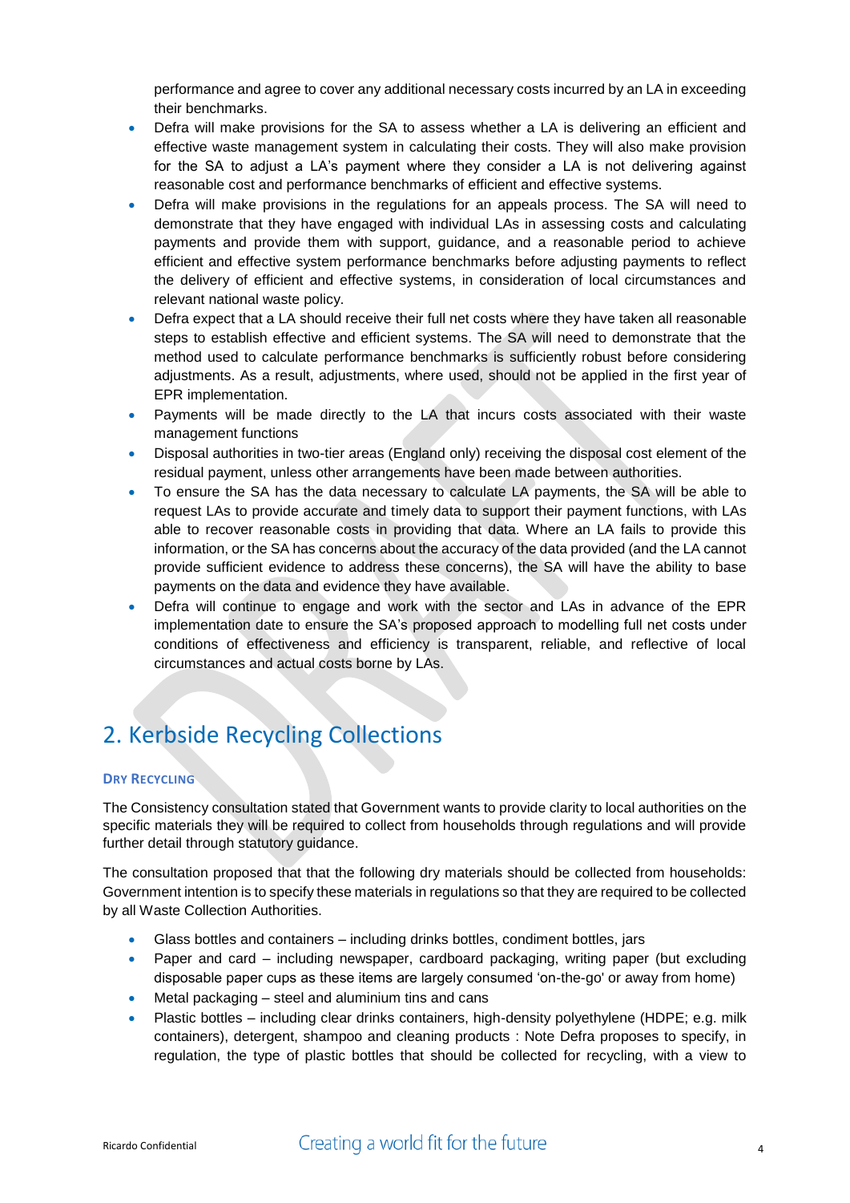performance and agree to cover any additional necessary costs incurred by an LA in exceeding their benchmarks.

- Defra will make provisions for the SA to assess whether a LA is delivering an efficient and effective waste management system in calculating their costs. They will also make provision for the SA to adjust a LA's payment where they consider a LA is not delivering against reasonable cost and performance benchmarks of efficient and effective systems.
- Defra will make provisions in the regulations for an appeals process. The SA will need to demonstrate that they have engaged with individual LAs in assessing costs and calculating payments and provide them with support, guidance, and a reasonable period to achieve efficient and effective system performance benchmarks before adjusting payments to reflect the delivery of efficient and effective systems, in consideration of local circumstances and relevant national waste policy.
- Defra expect that a LA should receive their full net costs where they have taken all reasonable steps to establish effective and efficient systems. The SA will need to demonstrate that the method used to calculate performance benchmarks is sufficiently robust before considering adjustments. As a result, adjustments, where used, should not be applied in the first year of EPR implementation.
- Payments will be made directly to the LA that incurs costs associated with their waste management functions
- Disposal authorities in two-tier areas (England only) receiving the disposal cost element of the residual payment, unless other arrangements have been made between authorities.
- To ensure the SA has the data necessary to calculate LA payments, the SA will be able to request LAs to provide accurate and timely data to support their payment functions, with LAs able to recover reasonable costs in providing that data. Where an LA fails to provide this information, or the SA has concerns about the accuracy of the data provided (and the LA cannot provide sufficient evidence to address these concerns), the SA will have the ability to base payments on the data and evidence they have available.
- Defra will continue to engage and work with the sector and LAs in advance of the EPR implementation date to ensure the SA's proposed approach to modelling full net costs under conditions of effectiveness and efficiency is transparent, reliable, and reflective of local circumstances and actual costs borne by LAs.

## 2. Kerbside Recycling Collections

#### Dry Recycling

The Consistency consultation stated that Government wants to provide clarity to local authorities on the specific materials they will be required to collect from households through regulations and will provide further detail through statutory guidance.

The consultation proposed that that the following dry materials should be collected from households: Government intention is to specify these materials in regulations so that they are required to be collected by all Waste Collection Authorities.

- Glass bottles and containers – including drinks bottles, condiment bottles, jars
- Paper and card – including newspaper, cardboard packaging, writing paper (but excluding disposable paper cups as these items are largely consumed 'on-the-go' or away from home)
- Metal packaging – steel and aluminium tins and cans
- Plastic bottles – including clear drinks containers, high-density polyethylene (HDPE; e.g. milk containers), detergent, shampoo and cleaning products : Note Defra proposes to specify, in regulation, the type of plastic bottles that should be collected for recycling, with a view to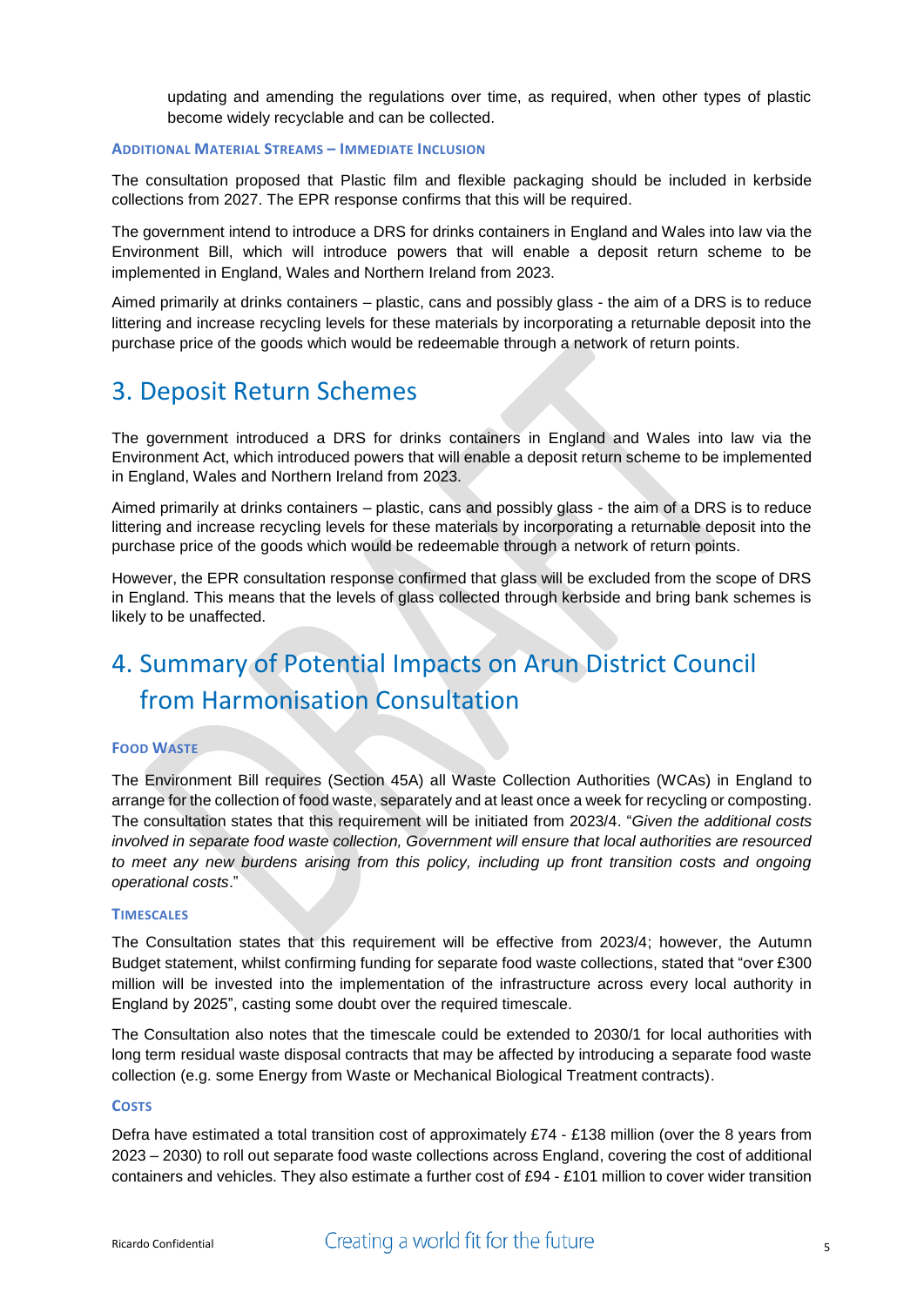updating and amending the regulations over time, as required, when other types of plastic become widely recyclable and can be collected.

#### ADDITIONAL MATERIAL STREAMS – IMMEDIATE INCLUSION

The consultation proposed that Plastic film and flexible packaging should be included in kerbside collections from 2027. The EPR response confirms that this will be required.

The government intend to introduce a DRS for drinks containers in England and Wales into law via the Environment Bill, which will introduce powers that will enable a deposit return scheme to be implemented in England, Wales and Northern Ireland from 2023.

Aimed primarily at drinks containers – plastic, cans and possibly glass - the aim of a DRS is to reduce littering and increase recycling levels for these materials by incorporating a returnable deposit into the purchase price of the goods which would be redeemable through a network of return points.

## 3. Deposit Return Schemes

The government introduced a DRS for drinks containers in England and Wales into law via the Environment Act, which introduced powers that will enable a deposit return scheme to be implemented in England, Wales and Northern Ireland from 2023.

Aimed primarily at drinks containers – plastic, cans and possibly glass - the aim of a DRS is to reduce littering and increase recycling levels for these materials by incorporating a returnable deposit into the purchase price of the goods which would be redeemable through a network of return points.

However, the EPR consultation response confirmed that glass will be excluded from the scope of DRS in England. This means that the levels of glass collected through kerbside and bring bank schemes is likely to be unaffected.

## 4. Summary of Potential Impacts on Arun District Council from Harmonisation Consultation

#### FOOD WASTE

The Environment Bill requires (Section 45A) all Waste Collection Authorities (WCAs) in England to arrange for the collection of food waste, separately and at least once a week for recycling or composting. The consultation states that this requirement will be initiated from 2023/4. "*Given the additional costs involved in separate food waste collection, Government will ensure that local authorities are resourced to meet any new burdens arising from this policy, including up front transition costs and ongoing operational costs*."

#### TIMESCALES

The Consultation states that this requirement will be effective from 2023/4; however, the Autumn Budget statement, whilst confirming funding for separate food waste collections, stated that "over £300 million will be invested into the implementation of the infrastructure across every local authority in England by 2025", casting some doubt over the required timescale.

The Consultation also notes that the timescale could be extended to 2030/1 for local authorities with long term residual waste disposal contracts that may be affected by introducing a separate food waste collection (e.g. some Energy from Waste or Mechanical Biological Treatment contracts).

#### COSTS

Defra have estimated a total transition cost of approximately £74 - £138 million (over the 8 years from 2023 – 2030) to roll out separate food waste collections across England, covering the cost of additional containers and vehicles. They also estimate a further cost of £94 - £101 million to cover wider transition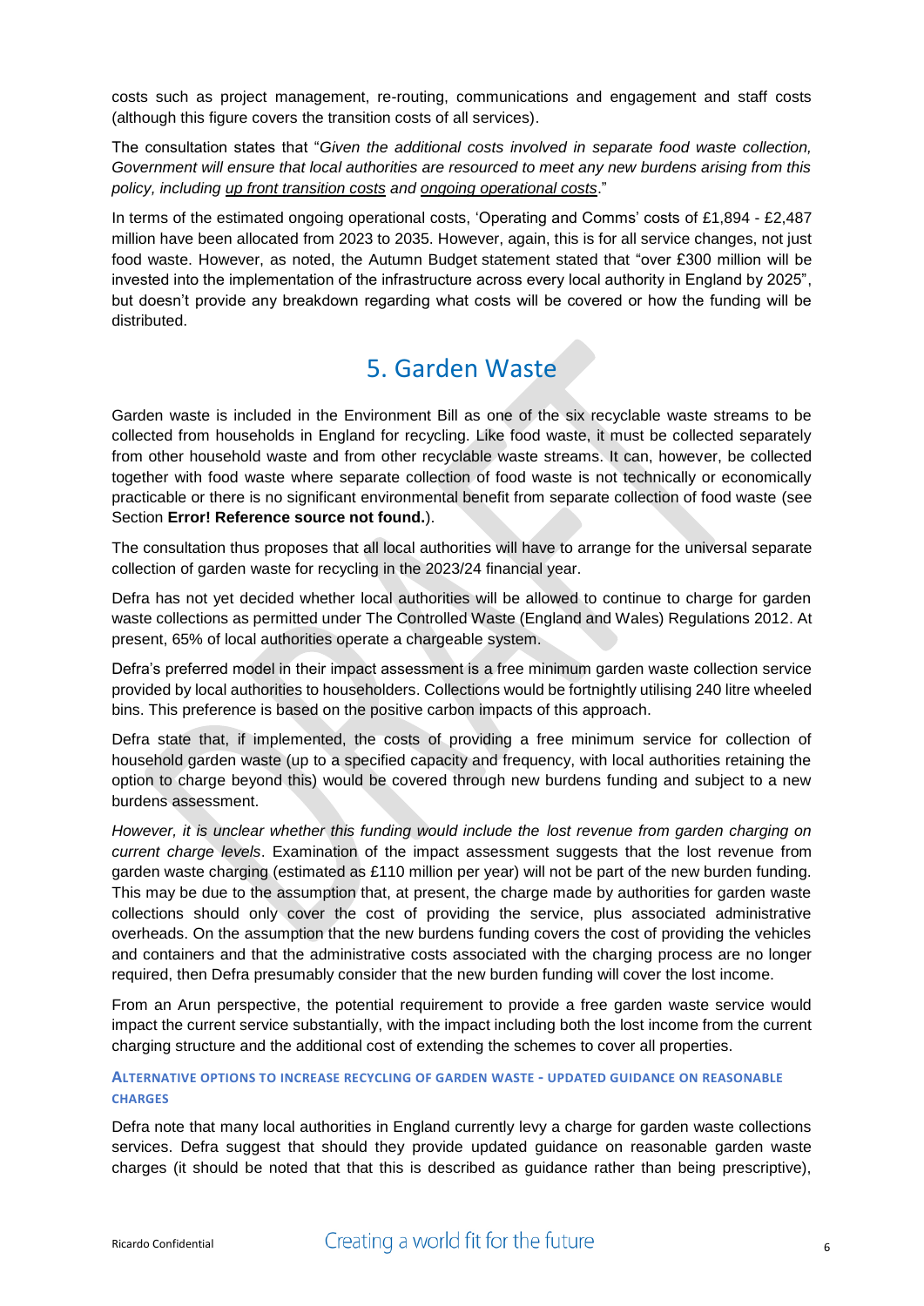costs such as project management, re-routing, communications and engagement and staff costs (although this figure covers the transition costs of all services).

The consultation states that "*Given the additional costs involved in separate food waste collection, Government will ensure that local authorities are resourced to meet any new burdens arising from this policy, including up front transition costs and ongoing operational costs*."

In terms of the estimated ongoing operational costs, 'Operating and Comms' costs of £1,894 - £2,487 million have been allocated from 2023 to 2035. However, again, this is for all service changes, not just food waste. However, as noted, the Autumn Budget statement stated that "over £300 million will be invested into the implementation of the infrastructure across every local authority in England by 2025", but doesn't provide any breakdown regarding what costs will be covered or how the funding will be distributed.

# 5. Garden Waste

Garden waste is included in the Environment Bill as one of the six recyclable waste streams to be collected from households in England for recycling. Like food waste, it must be collected separately from other household waste and from other recyclable waste streams. It can, however, be collected together with food waste where separate collection of food waste is not technically or economically practicable or there is no significant environmental benefit from separate collection of food waste (see Section **Error! Reference source not found.**).

The consultation thus proposes that all local authorities will have to arrange for the universal separate collection of garden waste for recycling in the 2023/24 financial year.

Defra has not yet decided whether local authorities will be allowed to continue to charge for garden waste collections as permitted under The Controlled Waste (England and Wales) Regulations 2012. At present, 65% of local authorities operate a chargeable system.

Defra's preferred model in their impact assessment is a free minimum garden waste collection service provided by local authorities to householders. Collections would be fortnightly utilising 240 litre wheeled bins. This preference is based on the positive carbon impacts of this approach.

Defra state that, if implemented, the costs of providing a free minimum service for collection of household garden waste (up to a specified capacity and frequency, with local authorities retaining the option to charge beyond this) would be covered through new burdens funding and subject to a new burdens assessment.

*However, it is unclear whether this funding would include the lost revenue from garden charging on current charge levels*. Examination of the impact assessment suggests that the lost revenue from garden waste charging (estimated as £110 million per year) will not be part of the new burden funding. This may be due to the assumption that, at present, the charge made by authorities for garden waste collections should only cover the cost of providing the service, plus associated administrative overheads. On the assumption that the new burdens funding covers the cost of providing the vehicles and containers and that the administrative costs associated with the charging process are no longer required, then Defra presumably consider that the new burden funding will cover the lost income.

From an Arun perspective, the potential requirement to provide a free garden waste service would impact the current service substantially, with the impact including both the lost income from the current charging structure and the additional cost of extending the schemes to cover all properties.

### ALTERNATIVE OPTIONS TO INCREASE RECYCLING OF GARDEN WASTE - UPDATED GUIDANCE ON REASONABLE CHARGES

Defra note that many local authorities in England currently levy a charge for garden waste collections services. Defra suggest that should they provide updated guidance on reasonable garden waste charges (it should be noted that that this is described as guidance rather than being prescriptive),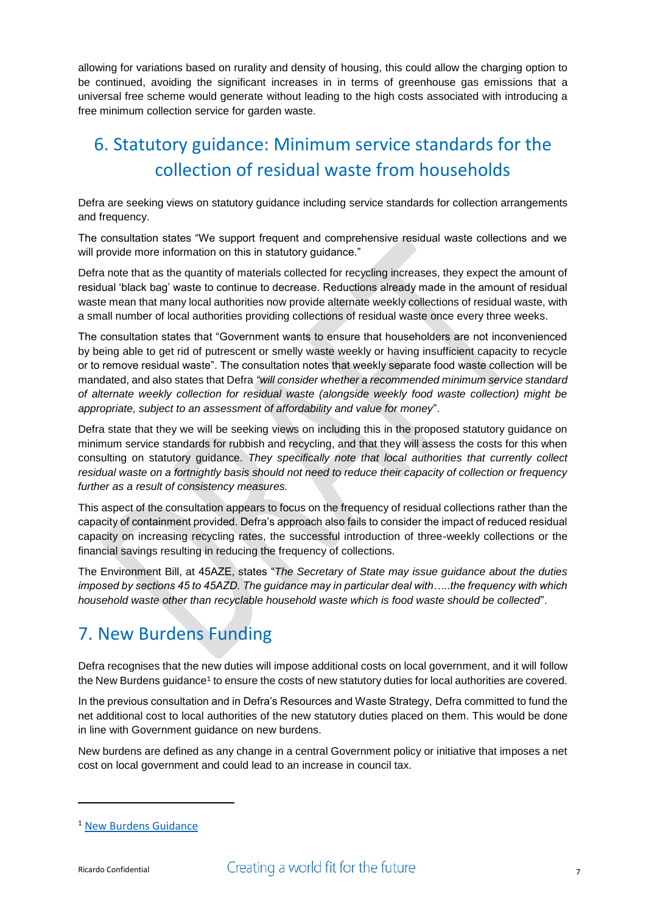allowing for variations based on rurality and density of housing, this could allow the charging option to be continued, avoiding the significant increases in in terms of greenhouse gas emissions that a universal free scheme would generate without leading to the high costs associated with introducing a free minimum collection service for garden waste.

# 6. Statutory guidance: Minimum service standards for the collection of residual waste from households

Defra are seeking views on statutory guidance including service standards for collection arrangements and frequency.

The consultation states "We support frequent and comprehensive residual waste collections and we will provide more information on this in statutory guidance."

Defra note that as the quantity of materials collected for recycling increases, they expect the amount of residual 'black bag' waste to continue to decrease. Reductions already made in the amount of residual waste mean that many local authorities now provide alternate weekly collections of residual waste, with a small number of local authorities providing collections of residual waste once every three weeks.

The consultation states that "Government wants to ensure that householders are not inconvenienced by being able to get rid of putrescent or smelly waste weekly or having insufficient capacity to recycle or to remove residual waste". The consultation notes that weekly separate food waste collection will be mandated, and also states that Defra *"will consider whether a recommended minimum service standard of alternate weekly collection for residual waste (alongside weekly food waste collection) might be appropriate, subject to an assessment of affordability and value for money*".

Defra state that they we will be seeking views on including this in the proposed statutory guidance on minimum service standards for rubbish and recycling, and that they will assess the costs for this when consulting on statutory guidance. *They specifically note that local authorities that currently collect residual waste on a fortnightly basis should not need to reduce their capacity of collection or frequency further as a result of consistency measures.*

This aspect of the consultation appears to focus on the frequency of residual collections rather than the capacity of containment provided. Defra's approach also fails to consider the impact of reduced residual capacity on increasing recycling rates, the successful introduction of three-weekly collections or the financial savings resulting in reducing the frequency of collections.

The Environment Bill, at 45AZE, states "*The Secretary of State may issue guidance about the duties imposed by sections 45 to 45AZD. The guidance may in particular deal with…..the frequency with which household waste other than recyclable household waste which is food waste should be collected*".

# 7. New Burdens Funding

Defra recognises that the new duties will impose additional costs on local government, and it will follow the New Burdens guidance[1] to ensure the costs of new statutory duties for local authorities are covered.

In the previous consultation and in Defra's Resources and Waste Strategy, Defra committed to fund the net additional cost to local authorities of the new statutory duties placed on them. This would be done in line with Government guidance on new burdens.

New burdens are defined as any change in a central Government policy or initiative that imposes a net cost on local government and could lead to an increase in council tax.

[1] New Burdens Guidance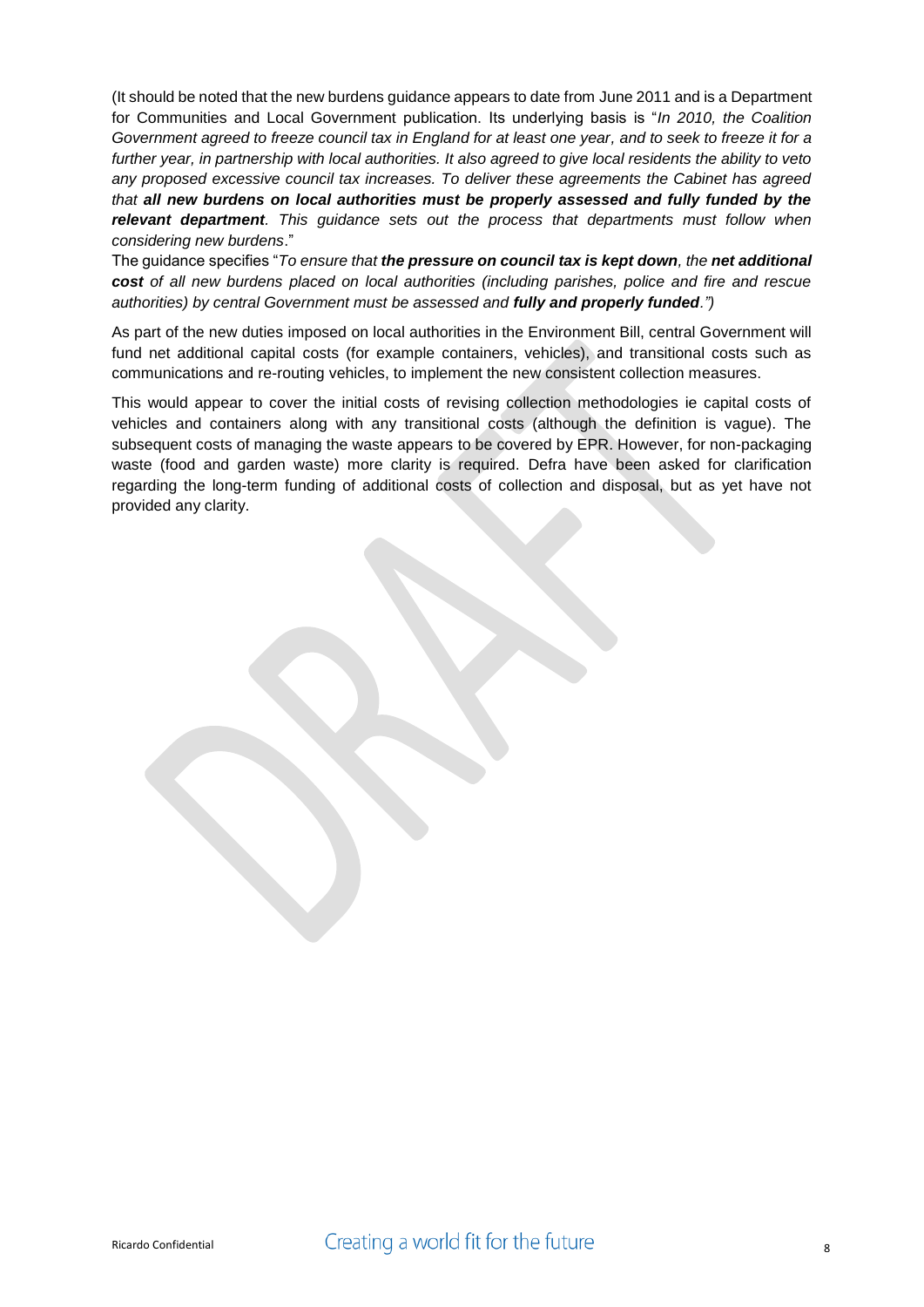(It should be noted that the new burdens guidance appears to date from June 2011 and is a Department for Communities and Local Government publication. Its underlying basis is "*In 2010, the Coalition Government agreed to freeze council tax in England for at least one year, and to seek to freeze it for a further year, in partnership with local authorities. It also agreed to give local residents the ability to veto any proposed excessive council tax increases. To deliver these agreements the Cabinet has agreed that* ***all new burdens on local authorities must be properly assessed and fully funded by the relevant department****. This guidance sets out the process that departments must follow when considering new burdens*."

The guidance specifies "*To ensure that* ***the pressure on council tax is kept down****, the* ***net additional cost*** *of all new burdens placed on local authorities (including parishes, police and fire and rescue authorities) by central Government must be assessed and* ***fully and properly funded****.")*

As part of the new duties imposed on local authorities in the Environment Bill, central Government will fund net additional capital costs (for example containers, vehicles), and transitional costs such as communications and re-routing vehicles, to implement the new consistent collection measures.

This would appear to cover the initial costs of revising collection methodologies ie capital costs of vehicles and containers along with any transitional costs (although the definition is vague). The subsequent costs of managing the waste appears to be covered by EPR. However, for non-packaging waste (food and garden waste) more clarity is required. Defra have been asked for clarification regarding the long-term funding of additional costs of collection and disposal, but as yet have not provided any clarity.